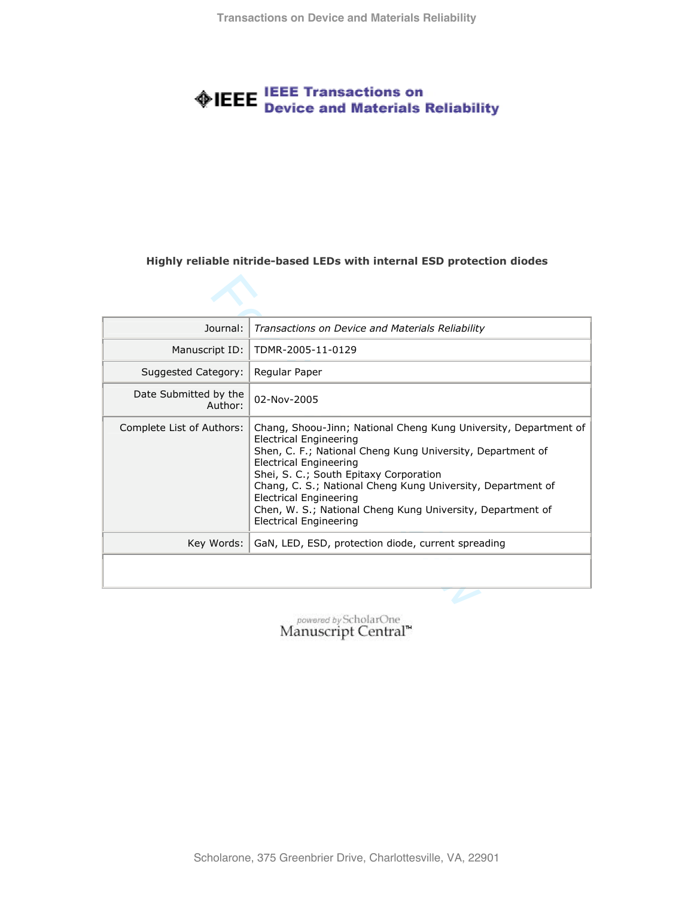# IEEE Transactions on Device and Materials Reliability

**Highly reliable nitride-based LEDs with internal ESD protection diodes**

| | |
|---|---|
| Journal: | *Transactions on Device and Materials Reliability* |
| Manuscript ID: | TDMR-2005-11-0129 |
| Suggested Category: | Regular Paper |
| Date Submitted by the Author: | 02-Nov-2005 |
| Complete List of Authors: | Chang, Shoou-Jinn; National Cheng Kung University, Department of Electrical Engineering<br>Shen, C. F.; National Cheng Kung University, Department of Electrical Engineering<br>Shei, S. C.; South Epitaxy Corporation<br>Chang, C. S.; National Cheng Kung University, Department of Electrical Engineering<br>Chen, W. S.; National Cheng Kung University, Department of Electrical Engineering |
| Key Words: | GaN, LED, ESD, protection diode, current spreading |

powered by ScholarOne Manuscript Central™

Scholarone, 375 Greenbrier Drive, Charlottesville, VA, 22901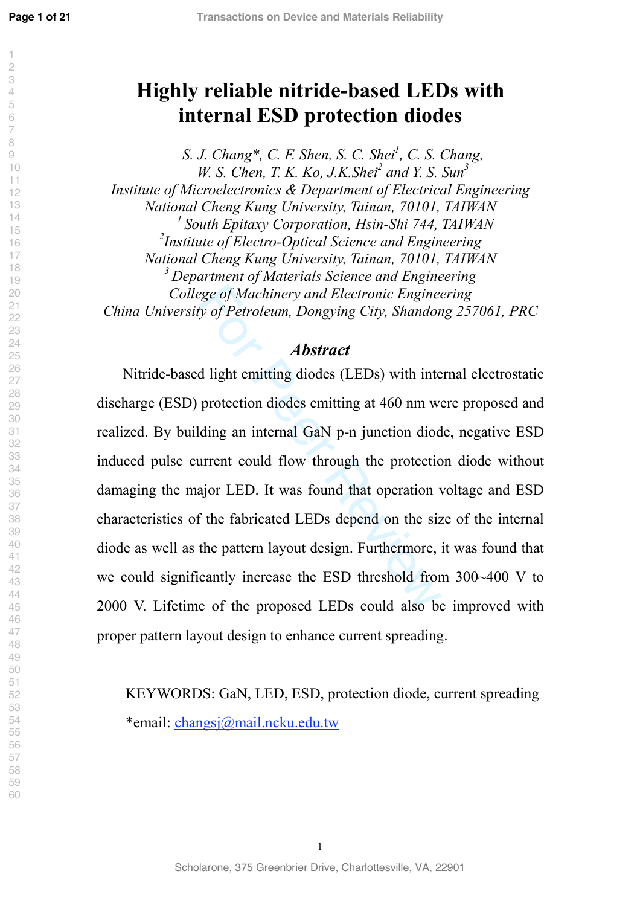# Highly reliable nitride-based LEDs with internal ESD protection diodes

*S. J. Chang\*, C. F. Shen, S. C. Shei[1], C. S. Chang, W. S. Chen, T. K. Ko, J.K.Shei[2] and Y. S. Sun[3]*

*Institute of Microelectronics & Department of Electrical Engineering*
*National Cheng Kung University, Tainan, 70101, TAIWAN*
*[1] South Epitaxy Corporation, Hsin-Shi 744, TAIWAN*
*[2]Institute of Electro-Optical Science and Engineering*
*National Cheng Kung University, Tainan, 70101, TAIWAN*
*[3] Department of Materials Science and Engineering*
*College of Machinery and Electronic Engineering*
*China University of Petroleum, Dongying City, Shandong 257061, PRC*

## *Abstract*

Nitride-based light emitting diodes (LEDs) with internal electrostatic discharge (ESD) protection diodes emitting at 460 nm were proposed and realized. By building an internal GaN p-n junction diode, negative ESD induced pulse current could flow through the protection diode without damaging the major LED. It was found that operation voltage and ESD characteristics of the fabricated LEDs depend on the size of the internal diode as well as the pattern layout design. Furthermore, it was found that we could significantly increase the ESD threshold from 300~400 V to 2000 V. Lifetime of the proposed LEDs could also be improved with proper pattern layout design to enhance current spreading.

KEYWORDS: GaN, LED, ESD, protection diode, current spreading

\*email: changsj@mail.ncku.edu.tw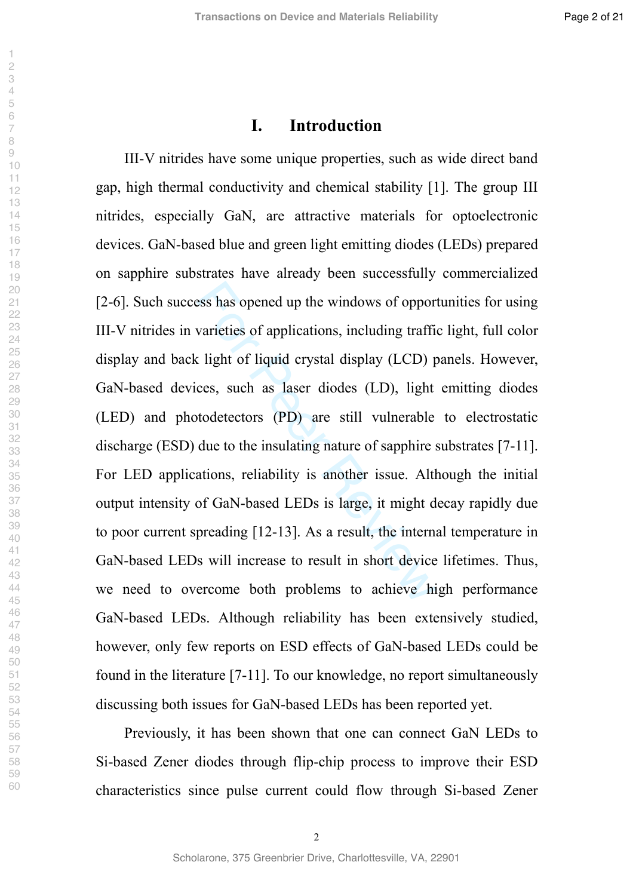# I. Introduction

III-V nitrides have some unique properties, such as wide direct band gap, high thermal conductivity and chemical stability [1]. The group III nitrides, especially GaN, are attractive materials for optoelectronic devices. GaN-based blue and green light emitting diodes (LEDs) prepared on sapphire substrates have already been successfully commercialized [2-6]. Such success has opened up the windows of opportunities for using III-V nitrides in varieties of applications, including traffic light, full color display and back light of liquid crystal display (LCD) panels. However, GaN-based devices, such as laser diodes (LD), light emitting diodes (LED) and photodetectors (PD) are still vulnerable to electrostatic discharge (ESD) due to the insulating nature of sapphire substrates [7-11]. For LED applications, reliability is another issue. Although the initial output intensity of GaN-based LEDs is large, it might decay rapidly due to poor current spreading [12-13]. As a result, the internal temperature in GaN-based LEDs will increase to result in short device lifetimes. Thus, we need to overcome both problems to achieve high performance GaN-based LEDs. Although reliability has been extensively studied, however, only few reports on ESD effects of GaN-based LEDs could be found in the literature [7-11]. To our knowledge, no report simultaneously discussing both issues for GaN-based LEDs has been reported yet.

Previously, it has been shown that one can connect GaN LEDs to Si-based Zener diodes through flip-chip process to improve their ESD characteristics since pulse current could flow through Si-based Zener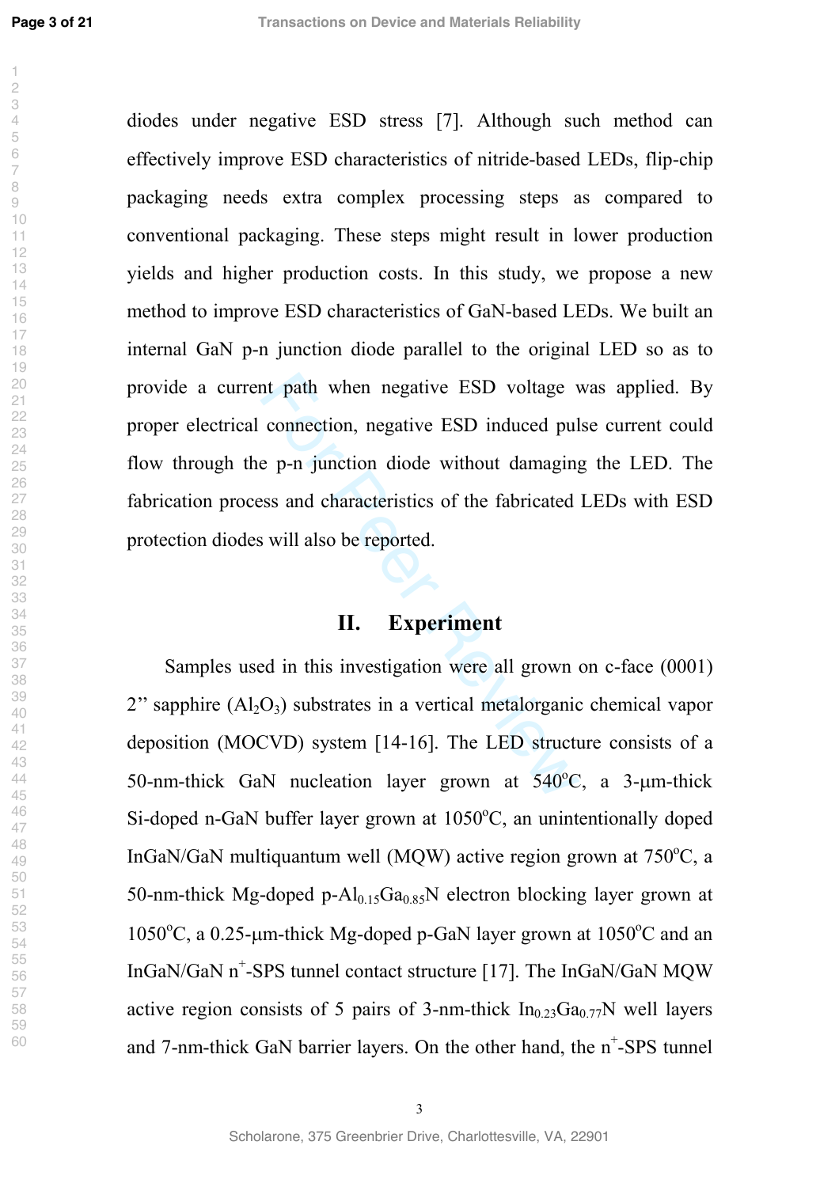diodes under negative ESD stress [7]. Although such method can effectively improve ESD characteristics of nitride-based LEDs, flip-chip packaging needs extra complex processing steps as compared to conventional packaging. These steps might result in lower production yields and higher production costs. In this study, we propose a new method to improve ESD characteristics of GaN-based LEDs. We built an internal GaN p-n junction diode parallel to the original LED so as to provide a current path when negative ESD voltage was applied. By proper electrical connection, negative ESD induced pulse current could flow through the p-n junction diode without damaging the LED. The fabrication process and characteristics of the fabricated LEDs with ESD protection diodes will also be reported.

## II. Experiment

Samples used in this investigation were all grown on c-face (0001) 2" sapphire ($Al_2O_3$) substrates in a vertical metalorganic chemical vapor deposition (MOCVD) system [14-16]. The LED structure consists of a 50-nm-thick GaN nucleation layer grown at 540°C, a 3-µm-thick Si-doped n-GaN buffer layer grown at 1050°C, an unintentionally doped InGaN/GaN multiquantum well (MQW) active region grown at 750°C, a 50-nm-thick Mg-doped p-$Al_{0.15}Ga_{0.85}N$ electron blocking layer grown at 1050°C, a 0.25-µm-thick Mg-doped p-GaN layer grown at 1050°C and an InGaN/GaN $n^+$-SPS tunnel contact structure [17]. The InGaN/GaN MQW active region consists of 5 pairs of 3-nm-thick $In_{0.23}Ga_{0.77}N$ well layers and 7-nm-thick GaN barrier layers. On the other hand, the $n^+$-SPS tunnel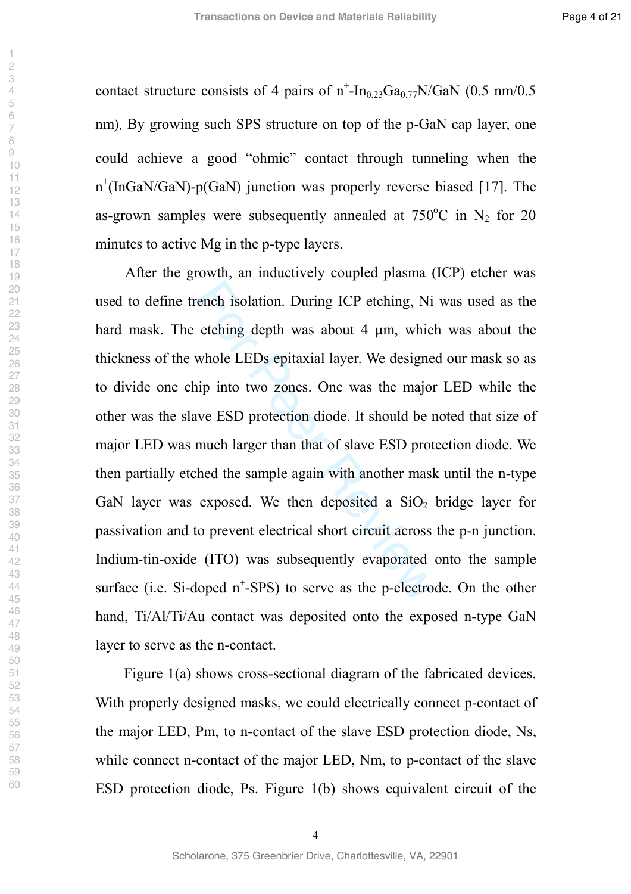contact structure consists of 4 pairs of $n^+$-$In_{0.23}Ga_{0.77}N$/GaN (0.5 nm/0.5 nm). By growing such SPS structure on top of the p-GaN cap layer, one could achieve a good “ohmic” contact through tunneling when the $n^+$(InGaN/GaN)-p(GaN) junction was properly reverse biased [17]. The as-grown samples were subsequently annealed at 750°C in $N_2$ for 20 minutes to active Mg in the p-type layers.

After the growth, an inductively coupled plasma (ICP) etcher was used to define trench isolation. During ICP etching, Ni was used as the hard mask. The etching depth was about 4 μm, which was about the thickness of the whole LEDs epitaxial layer. We designed our mask so as to divide one chip into two zones. One was the major LED while the other was the slave ESD protection diode. It should be noted that size of major LED was much larger than that of slave ESD protection diode. We then partially etched the sample again with another mask until the n-type GaN layer was exposed. We then deposited a $SiO_2$ bridge layer for passivation and to prevent electrical short circuit across the p-n junction. Indium-tin-oxide (ITO) was subsequently evaporated onto the sample surface (i.e. Si-doped $n^+$-SPS) to serve as the p-electrode. On the other hand, Ti/Al/Ti/Au contact was deposited onto the exposed n-type GaN layer to serve as the n-contact.

Figure 1(a) shows cross-sectional diagram of the fabricated devices. With properly designed masks, we could electrically connect p-contact of the major LED, Pm, to n-contact of the slave ESD protection diode, Ns, while connect n-contact of the major LED, Nm, to p-contact of the slave ESD protection diode, Ps. Figure 1(b) shows equivalent circuit of the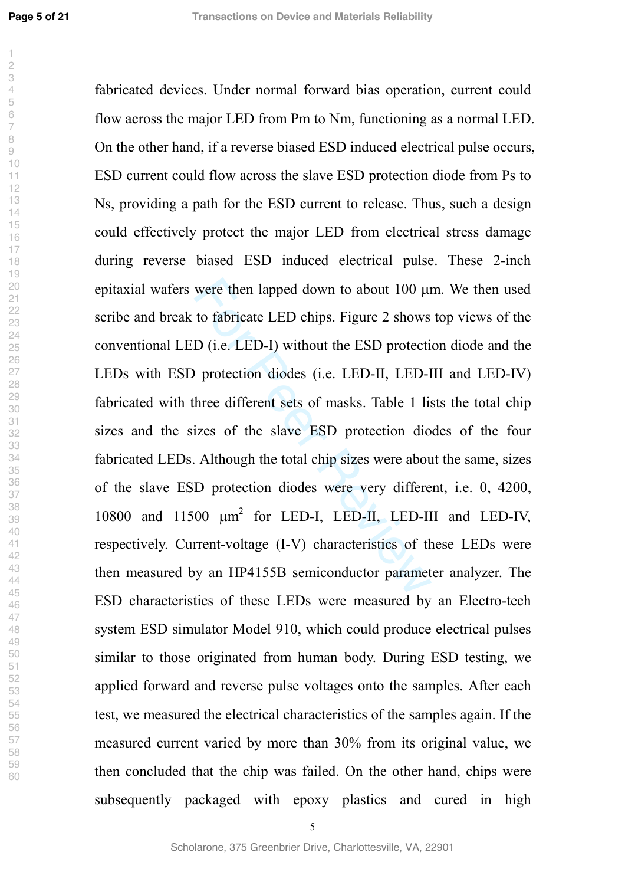fabricated devices. Under normal forward bias operation, current could flow across the major LED from Pm to Nm, functioning as a normal LED. On the other hand, if a reverse biased ESD induced electrical pulse occurs, ESD current could flow across the slave ESD protection diode from Ps to Ns, providing a path for the ESD current to release. Thus, such a design could effectively protect the major LED from electrical stress damage during reverse biased ESD induced electrical pulse. These 2-inch epitaxial wafers were then lapped down to about 100 μm. We then used scribe and break to fabricate LED chips. Figure 2 shows top views of the conventional LED (i.e. LED-I) without the ESD protection diode and the LEDs with ESD protection diodes (i.e. LED-II, LED-III and LED-IV) fabricated with three different sets of masks. Table 1 lists the total chip sizes and the sizes of the slave ESD protection diodes of the four fabricated LEDs. Although the total chip sizes were about the same, sizes of the slave ESD protection diodes were very different, i.e. 0, 4200, 10800 and 11500 $\mu m^2$ for LED-I, LED-II, LED-III and LED-IV, respectively. Current-voltage (I-V) characteristics of these LEDs were then measured by an HP4155B semiconductor parameter analyzer. The ESD characteristics of these LEDs were measured by an Electro-tech system ESD simulator Model 910, which could produce electrical pulses similar to those originated from human body. During ESD testing, we applied forward and reverse pulse voltages onto the samples. After each test, we measured the electrical characteristics of the samples again. If the measured current varied by more than 30% from its original value, we then concluded that the chip was failed. On the other hand, chips were subsequently packaged with epoxy plastics and cured in high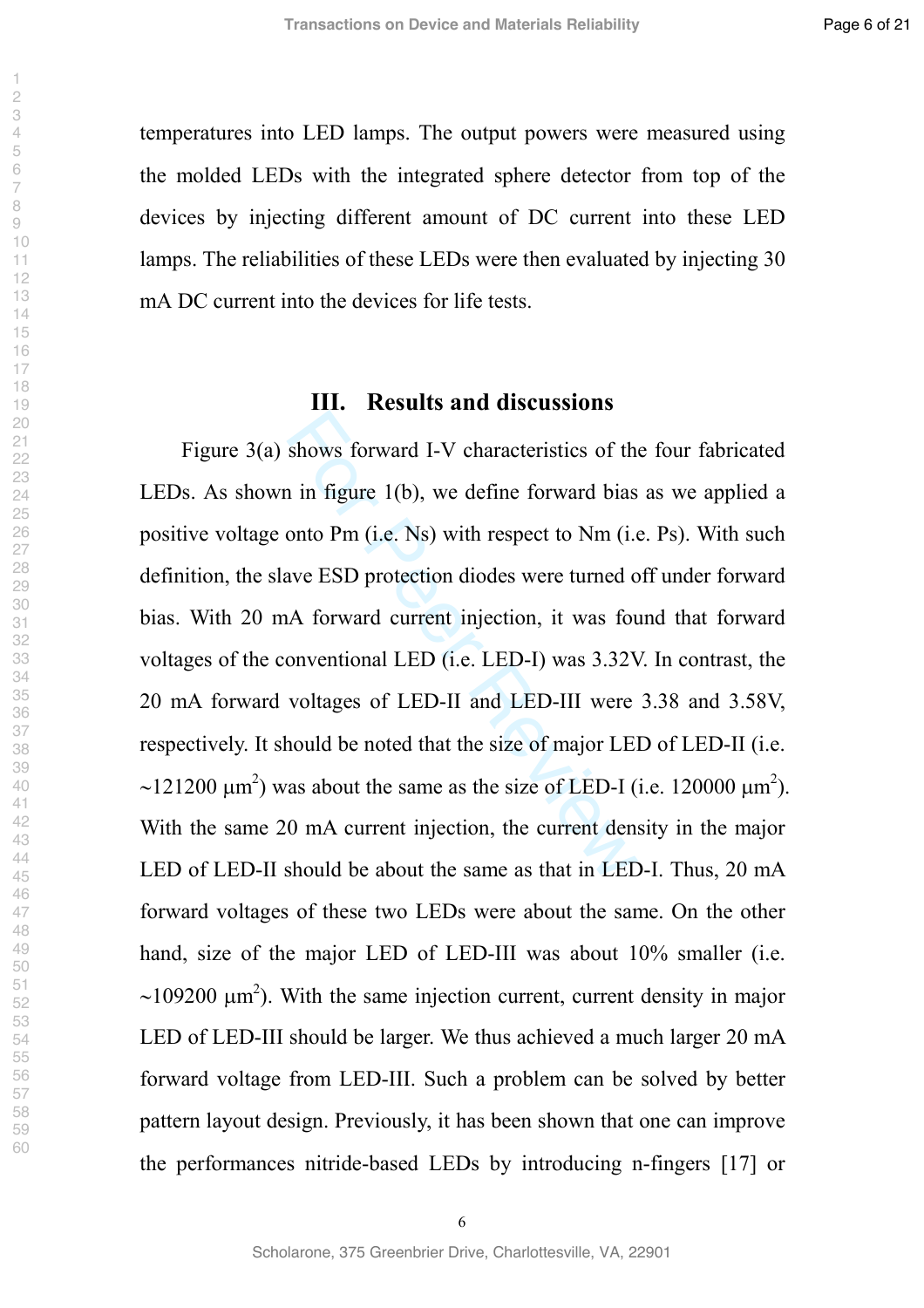temperatures into LED lamps. The output powers were measured using the molded LEDs with the integrated sphere detector from top of the devices by injecting different amount of DC current into these LED lamps. The reliabilities of these LEDs were then evaluated by injecting 30 mA DC current into the devices for life tests.

## III. Results and discussions

Figure 3(a) shows forward I-V characteristics of the four fabricated LEDs. As shown in figure 1(b), we define forward bias as we applied a positive voltage onto Pm (i.e. Ns) with respect to Nm (i.e. Ps). With such definition, the slave ESD protection diodes were turned off under forward bias. With 20 mA forward current injection, it was found that forward voltages of the conventional LED (i.e. LED-I) was 3.32V. In contrast, the 20 mA forward voltages of LED-II and LED-III were 3.38 and 3.58V, respectively. It should be noted that the size of major LED of LED-II (i.e. ~121200 $\mu m^2$) was about the same as the size of LED-I (i.e. 120000 $\mu m^2$). With the same 20 mA current injection, the current density in the major LED of LED-II should be about the same as that in LED-I. Thus, 20 mA forward voltages of these two LEDs were about the same. On the other hand, size of the major LED of LED-III was about 10% smaller (i.e. ~109200 $\mu m^2$). With the same injection current, current density in major LED of LED-III should be larger. We thus achieved a much larger 20 mA forward voltage from LED-III. Such a problem can be solved by better pattern layout design. Previously, it has been shown that one can improve the performances nitride-based LEDs by introducing n-fingers [17] or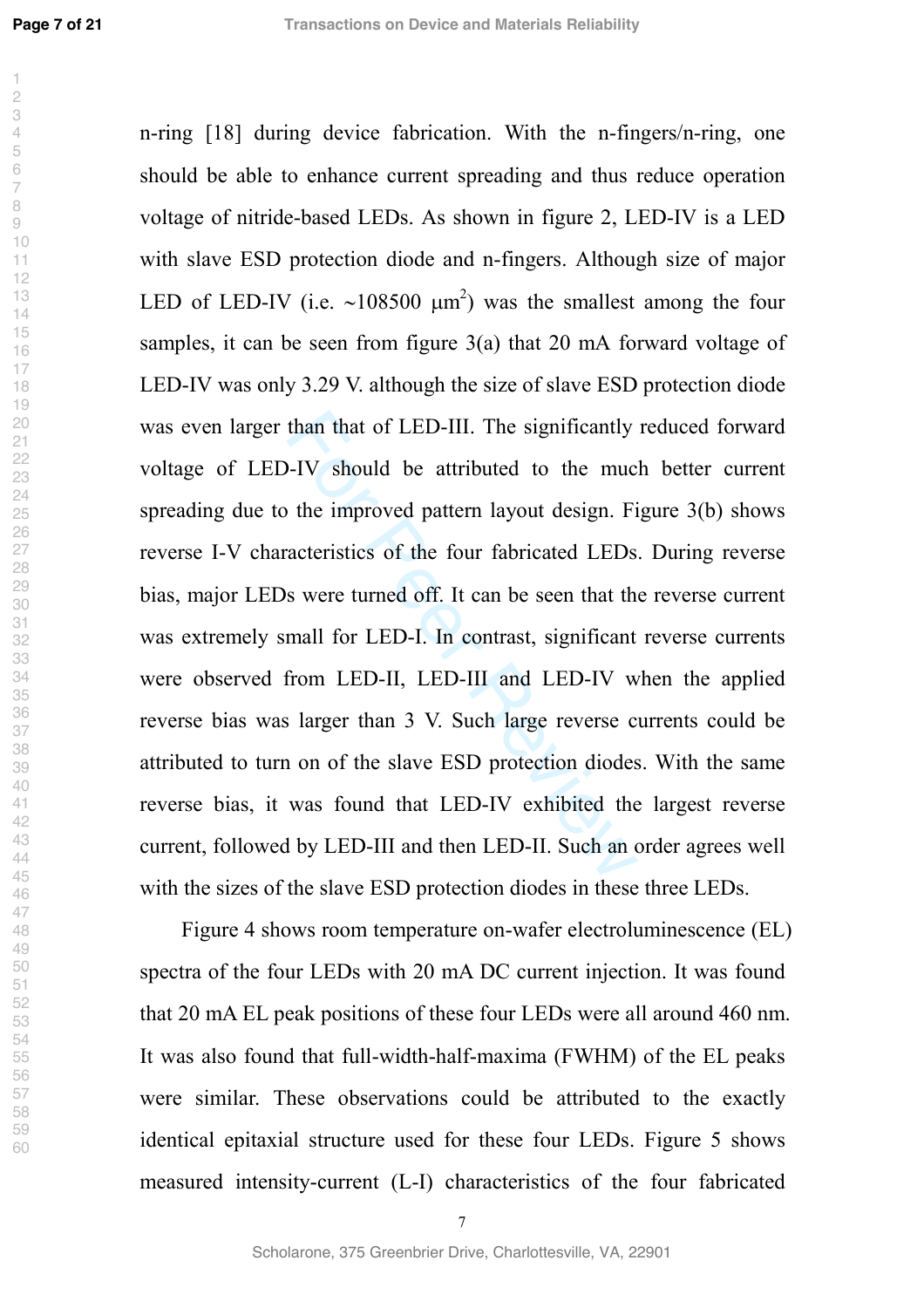n-ring [18] during device fabrication. With the n-fingers/n-ring, one should be able to enhance current spreading and thus reduce operation voltage of nitride-based LEDs. As shown in figure 2, LED-IV is a LED with slave ESD protection diode and n-fingers. Although size of major LED of LED-IV (i.e. ~108500 $\mu m^2$) was the smallest among the four samples, it can be seen from figure 3(a) that 20 mA forward voltage of LED-IV was only 3.29 V. although the size of slave ESD protection diode was even larger than that of LED-III. The significantly reduced forward voltage of LED-IV should be attributed to the much better current spreading due to the improved pattern layout design. Figure 3(b) shows reverse I-V characteristics of the four fabricated LEDs. During reverse bias, major LEDs were turned off. It can be seen that the reverse current was extremely small for LED-I. In contrast, significant reverse currents were observed from LED-II, LED-III and LED-IV when the applied reverse bias was larger than 3 V. Such large reverse currents could be attributed to turn on of the slave ESD protection diodes. With the same reverse bias, it was found that LED-IV exhibited the largest reverse current, followed by LED-III and then LED-II. Such an order agrees well with the sizes of the slave ESD protection diodes in these three LEDs.

Figure 4 shows room temperature on-wafer electroluminescence (EL) spectra of the four LEDs with 20 mA DC current injection. It was found that 20 mA EL peak positions of these four LEDs were all around 460 nm. It was also found that full-width-half-maxima (FWHM) of the EL peaks were similar. These observations could be attributed to the exactly identical epitaxial structure used for these four LEDs. Figure 5 shows measured intensity-current (L-I) characteristics of the four fabricated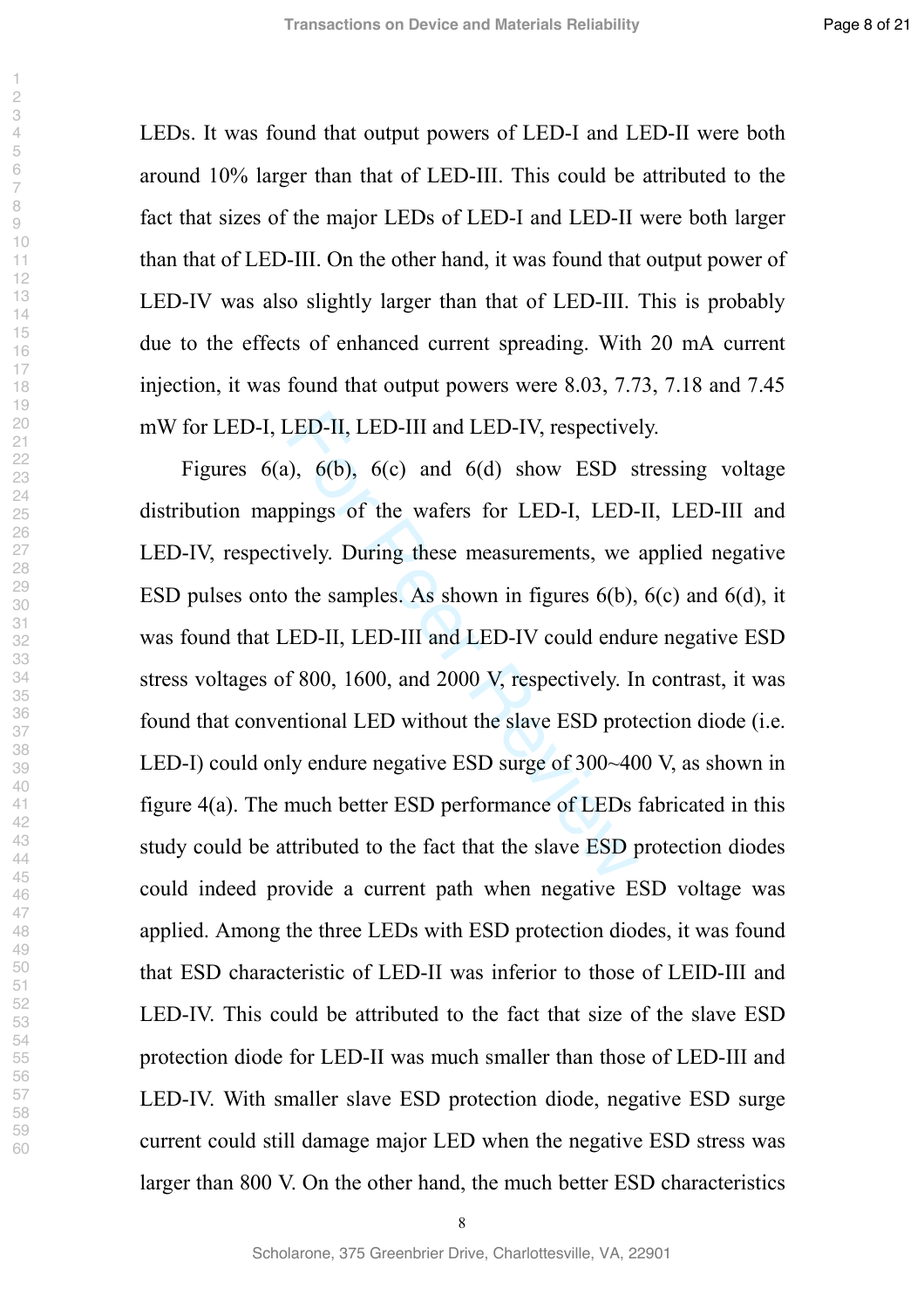LEDs. It was found that output powers of LED-I and LED-II were both around 10% larger than that of LED-III. This could be attributed to the fact that sizes of the major LEDs of LED-I and LED-II were both larger than that of LED-III. On the other hand, it was found that output power of LED-IV was also slightly larger than that of LED-III. This is probably due to the effects of enhanced current spreading. With 20 mA current injection, it was found that output powers were 8.03, 7.73, 7.18 and 7.45 mW for LED-I, LED-II, LED-III and LED-IV, respectively.

Figures 6(a), 6(b), 6(c) and 6(d) show ESD stressing voltage distribution mappings of the wafers for LED-I, LED-II, LED-III and LED-IV, respectively. During these measurements, we applied negative ESD pulses onto the samples. As shown in figures 6(b), 6(c) and 6(d), it was found that LED-II, LED-III and LED-IV could endure negative ESD stress voltages of 800, 1600, and 2000 V, respectively. In contrast, it was found that conventional LED without the slave ESD protection diode (i.e. LED-I) could only endure negative ESD surge of 300~400 V, as shown in figure 4(a). The much better ESD performance of LEDs fabricated in this study could be attributed to the fact that the slave ESD protection diodes could indeed provide a current path when negative ESD voltage was applied. Among the three LEDs with ESD protection diodes, it was found that ESD characteristic of LED-II was inferior to those of LEID-III and LED-IV. This could be attributed to the fact that size of the slave ESD protection diode for LED-II was much smaller than those of LED-III and LED-IV. With smaller slave ESD protection diode, negative ESD surge current could still damage major LED when the negative ESD stress was larger than 800 V. On the other hand, the much better ESD characteristics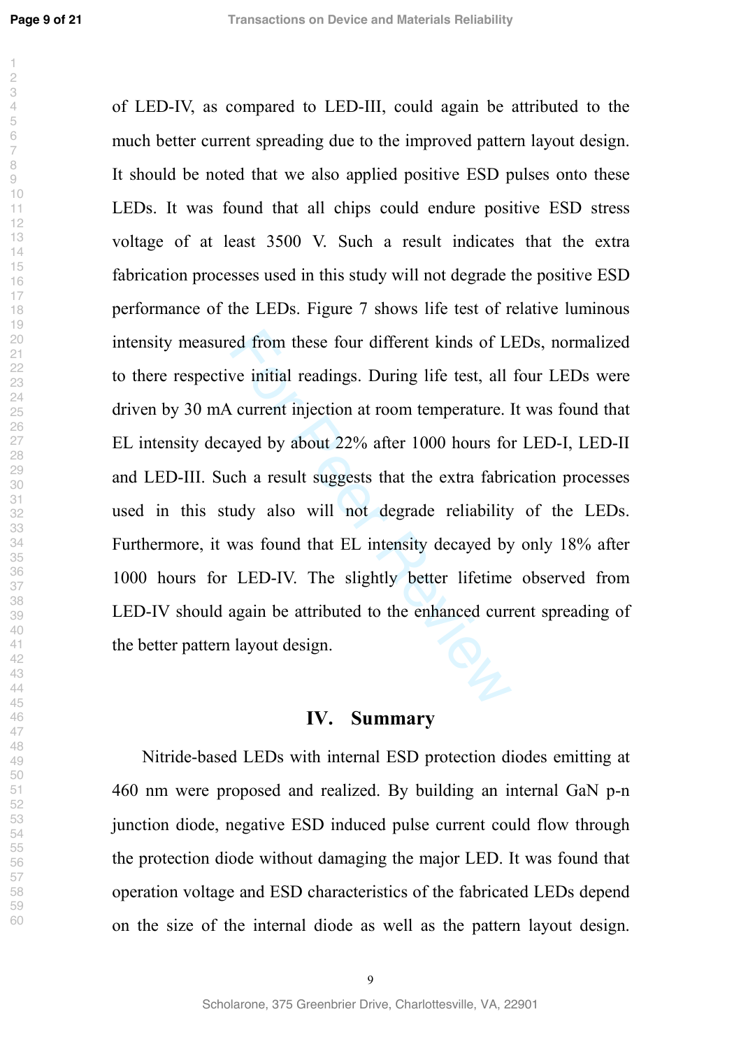of LED-IV, as compared to LED-III, could again be attributed to the much better current spreading due to the improved pattern layout design. It should be noted that we also applied positive ESD pulses onto these LEDs. It was found that all chips could endure positive ESD stress voltage of at least 3500 V. Such a result indicates that the extra fabrication processes used in this study will not degrade the positive ESD performance of the LEDs. Figure 7 shows life test of relative luminous intensity measured from these four different kinds of LEDs, normalized to there respective initial readings. During life test, all four LEDs were driven by 30 mA current injection at room temperature. It was found that EL intensity decayed by about 22% after 1000 hours for LED-I, LED-II and LED-III. Such a result suggests that the extra fabrication processes used in this study also will not degrade reliability of the LEDs. Furthermore, it was found that EL intensity decayed by only 18% after 1000 hours for LED-IV. The slightly better lifetime observed from LED-IV should again be attributed to the enhanced current spreading of the better pattern layout design.

## IV. Summary

Nitride-based LEDs with internal ESD protection diodes emitting at 460 nm were proposed and realized. By building an internal GaN p-n junction diode, negative ESD induced pulse current could flow through the protection diode without damaging the major LED. It was found that operation voltage and ESD characteristics of the fabricated LEDs depend on the size of the internal diode as well as the pattern layout design.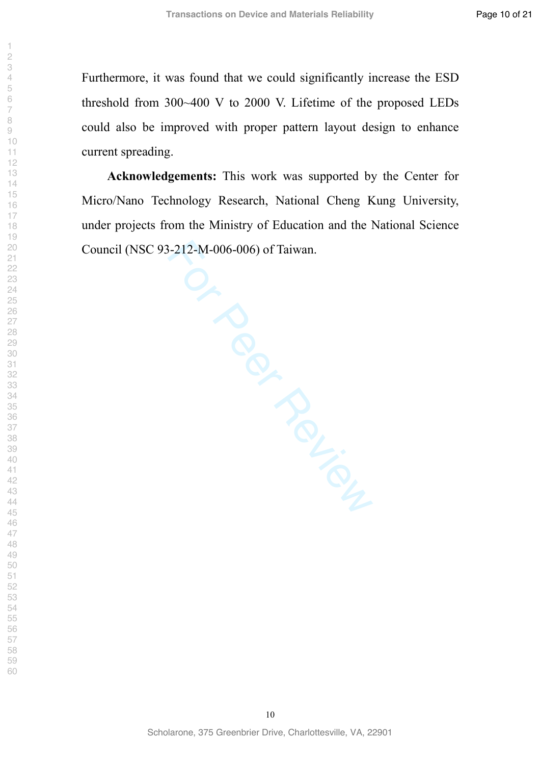Furthermore, it was found that we could significantly increase the ESD threshold from 300~400 V to 2000 V. Lifetime of the proposed LEDs could also be improved with proper pattern layout design to enhance current spreading.

**Acknowledgements:** This work was supported by the Center for Micro/Nano Technology Research, National Cheng Kung University, under projects from the Ministry of Education and the National Science Council (NSC 93-212-M-006-006) of Taiwan.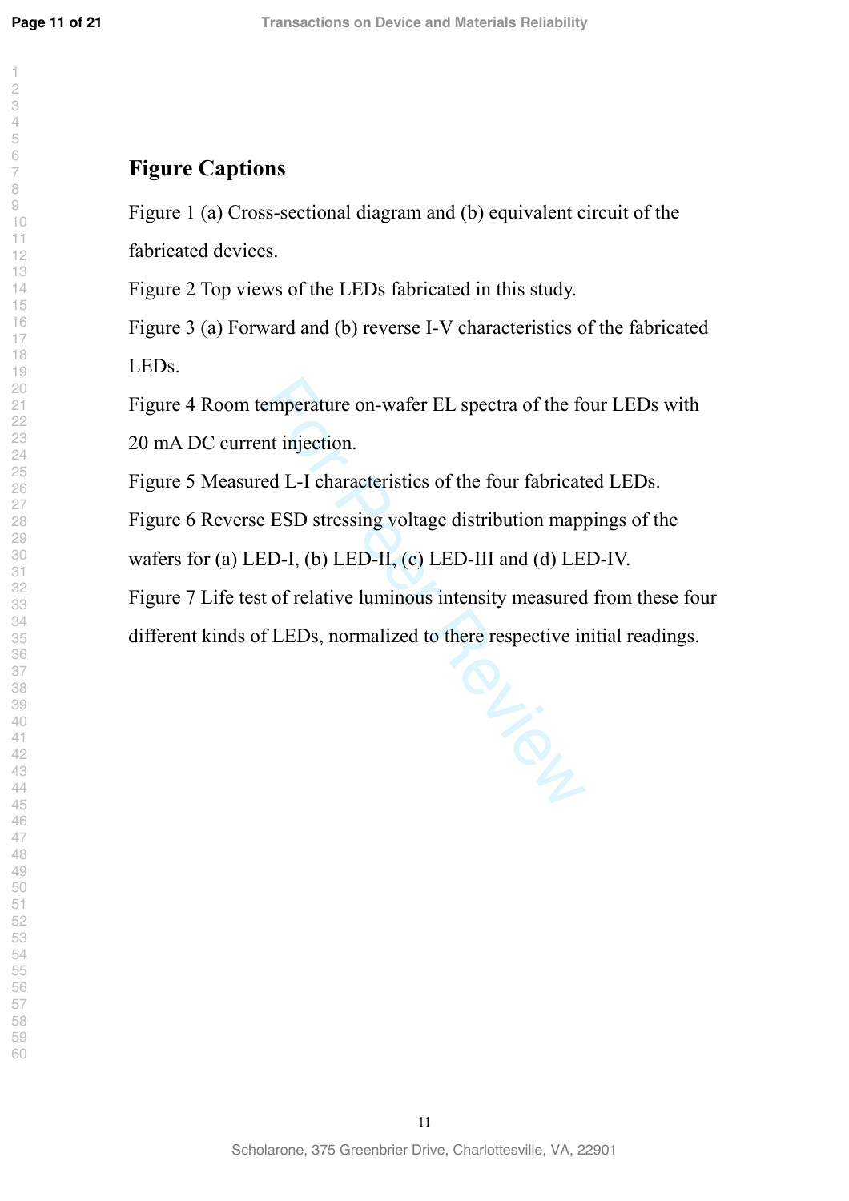## Figure Captions

Figure 1 (a) Cross-sectional diagram and (b) equivalent circuit of the fabricated devices.

Figure 2 Top views of the LEDs fabricated in this study.

Figure 3 (a) Forward and (b) reverse I-V characteristics of the fabricated LEDs.

Figure 4 Room temperature on-wafer EL spectra of the four LEDs with 20 mA DC current injection.

Figure 5 Measured L-I characteristics of the four fabricated LEDs.

Figure 6 Reverse ESD stressing voltage distribution mappings of the wafers for (a) LED-I, (b) LED-II, (c) LED-III and (d) LED-IV.

Figure 7 Life test of relative luminous intensity measured from these four different kinds of LEDs, normalized to there respective initial readings.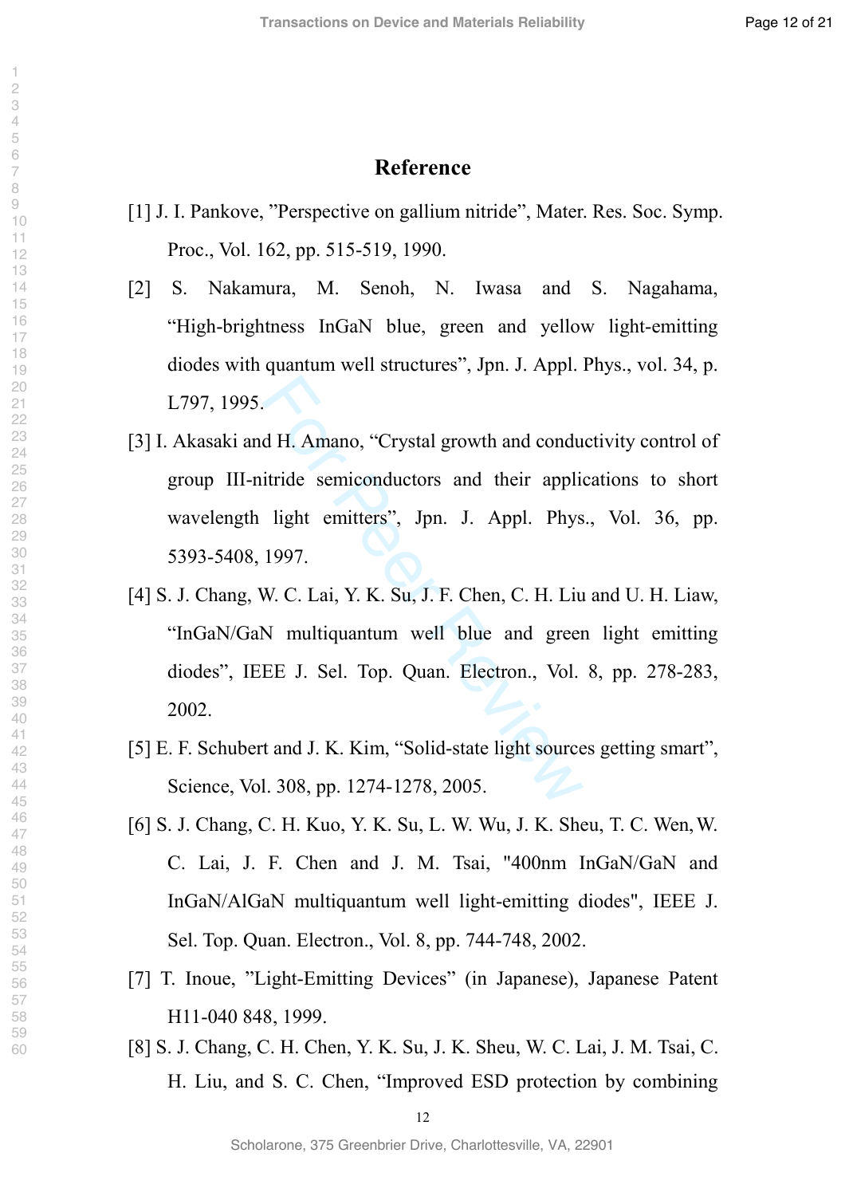# Reference

[1] J. I. Pankove, ”Perspective on gallium nitride”, Mater. Res. Soc. Symp. Proc., Vol. 162, pp. 515-519, 1990.

[2] S. Nakamura, M. Senoh, N. Iwasa and S. Nagahama, “High-brightness InGaN blue, green and yellow light-emitting diodes with quantum well structures”, Jpn. J. Appl. Phys., vol. 34, p. L797, 1995.

[3] I. Akasaki and H. Amano, “Crystal growth and conductivity control of group III-nitride semiconductors and their applications to short wavelength light emitters”, Jpn. J. Appl. Phys., Vol. 36, pp. 5393-5408, 1997.

[4] S. J. Chang, W. C. Lai, Y. K. Su, J. F. Chen, C. H. Liu and U. H. Liaw, “InGaN/GaN multiquantum well blue and green light emitting diodes”, IEEE J. Sel. Top. Quan. Electron., Vol. 8, pp. 278-283, 2002.

[5] E. F. Schubert and J. K. Kim, “Solid-state light sources getting smart”, Science, Vol. 308, pp. 1274-1278, 2005.

[6] S. J. Chang, C. H. Kuo, Y. K. Su, L. W. Wu, J. K. Sheu, T. C. Wen, W. C. Lai, J. F. Chen and J. M. Tsai, "400nm InGaN/GaN and InGaN/AlGaN multiquantum well light-emitting diodes", IEEE J. Sel. Top. Quan. Electron., Vol. 8, pp. 744-748, 2002.

[7] T. Inoue, ”Light-Emitting Devices” (in Japanese), Japanese Patent H11-040 848, 1999.

[8] S. J. Chang, C. H. Chen, Y. K. Su, J. K. Sheu, W. C. Lai, J. M. Tsai, C. H. Liu, and S. C. Chen, “Improved ESD protection by combining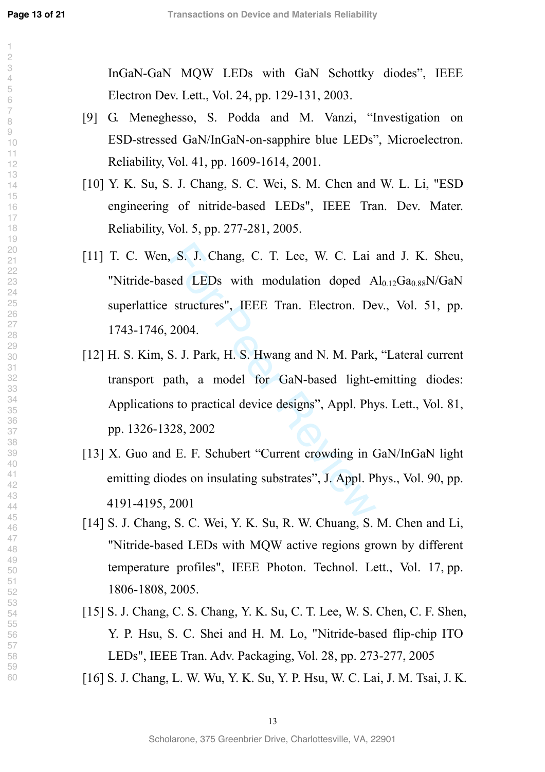InGaN-GaN MQW LEDs with GaN Schottky diodes", IEEE Electron Dev. Lett., Vol. 24, pp. 129-131, 2003.

[9] G. Meneghesso, S. Podda and M. Vanzi, "Investigation on ESD-stressed GaN/InGaN-on-sapphire blue LEDs", Microelectron. Reliability, Vol. 41, pp. 1609-1614, 2001.

[10] Y. K. Su, S. J. Chang, S. C. Wei, S. M. Chen and W. L. Li, "ESD engineering of nitride-based LEDs", IEEE Tran. Dev. Mater. Reliability, Vol. 5, pp. 277-281, 2005.

[11] T. C. Wen, S. J. Chang, C. T. Lee, W. C. Lai and J. K. Sheu, "Nitride-based LEDs with modulation doped $Al_{0.12}Ga_{0.88}N$/GaN superlattice structures", IEEE Tran. Electron. Dev., Vol. 51, pp. 1743-1746, 2004.

[12] H. S. Kim, S. J. Park, H. S. Hwang and N. M. Park, "Lateral current transport path, a model for GaN-based light-emitting diodes: Applications to practical device designs", Appl. Phys. Lett., Vol. 81, pp. 1326-1328, 2002

[13] X. Guo and E. F. Schubert "Current crowding in GaN/InGaN light emitting diodes on insulating substrates", J. Appl. Phys., Vol. 90, pp. 4191-4195, 2001

[14] S. J. Chang, S. C. Wei, Y. K. Su, R. W. Chuang, S. M. Chen and Li, "Nitride-based LEDs with MQW active regions grown by different temperature profiles", IEEE Photon. Technol. Lett., Vol. 17, pp. 1806-1808, 2005.

[15] S. J. Chang, C. S. Chang, Y. K. Su, C. T. Lee, W. S. Chen, C. F. Shen, Y. P. Hsu, S. C. Shei and H. M. Lo, "Nitride-based flip-chip ITO LEDs", IEEE Tran. Adv. Packaging, Vol. 28, pp. 273-277, 2005

[16] S. J. Chang, L. W. Wu, Y. K. Su, Y. P. Hsu, W. C. Lai, J. M. Tsai, J. K.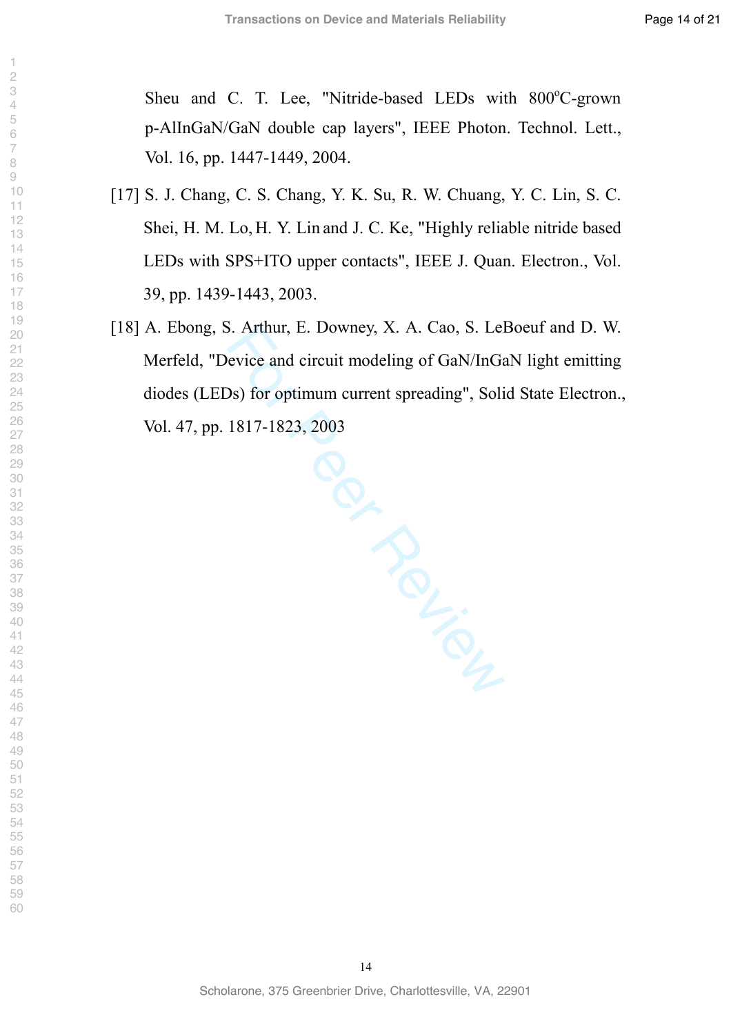Sheu and C. T. Lee, "Nitride-based LEDs with 800$^{o}$C-grown p-AlInGaN/GaN double cap layers", IEEE Photon. Technol. Lett., Vol. 16, pp. 1447-1449, 2004.

[17] S. J. Chang, C. S. Chang, Y. K. Su, R. W. Chuang, Y. C. Lin, S. C. Shei, H. M. Lo, H. Y. Lin and J. C. Ke, "Highly reliable nitride based LEDs with SPS+ITO upper contacts", IEEE J. Quan. Electron., Vol. 39, pp. 1439-1443, 2003.

[18] A. Ebong, S. Arthur, E. Downey, X. A. Cao, S. LeBoeuf and D. W. Merfeld, "Device and circuit modeling of GaN/InGaN light emitting diodes (LEDs) for optimum current spreading", Solid State Electron., Vol. 47, pp. 1817-1823, 2003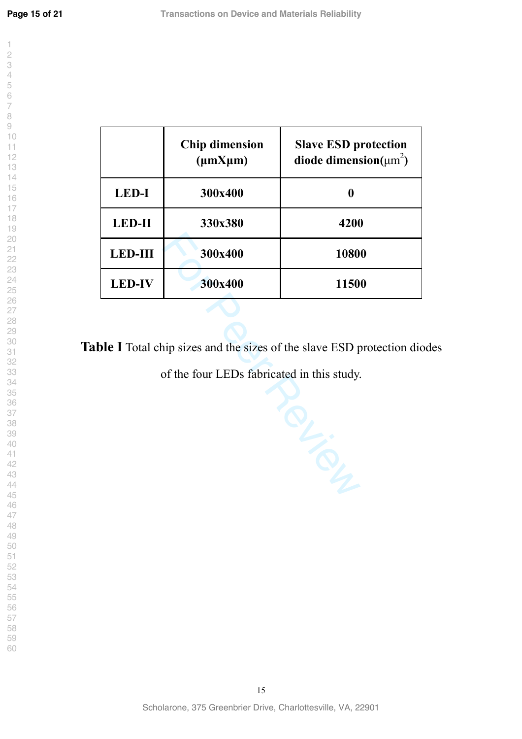| | Chip dimension (μmXμm) | Slave ESD protection diode dimension($\mu m^2$) |
|---|---|---|
| **LED-I** | **300x400** | **0** |
| **LED-II** | **330x380** | **4200** |
| **LED-III** | **300x400** | **10800** |
| **LED-IV** | **300x400** | **11500** |

**Table I** Total chip sizes and the sizes of the slave ESD protection diodes of the four LEDs fabricated in this study.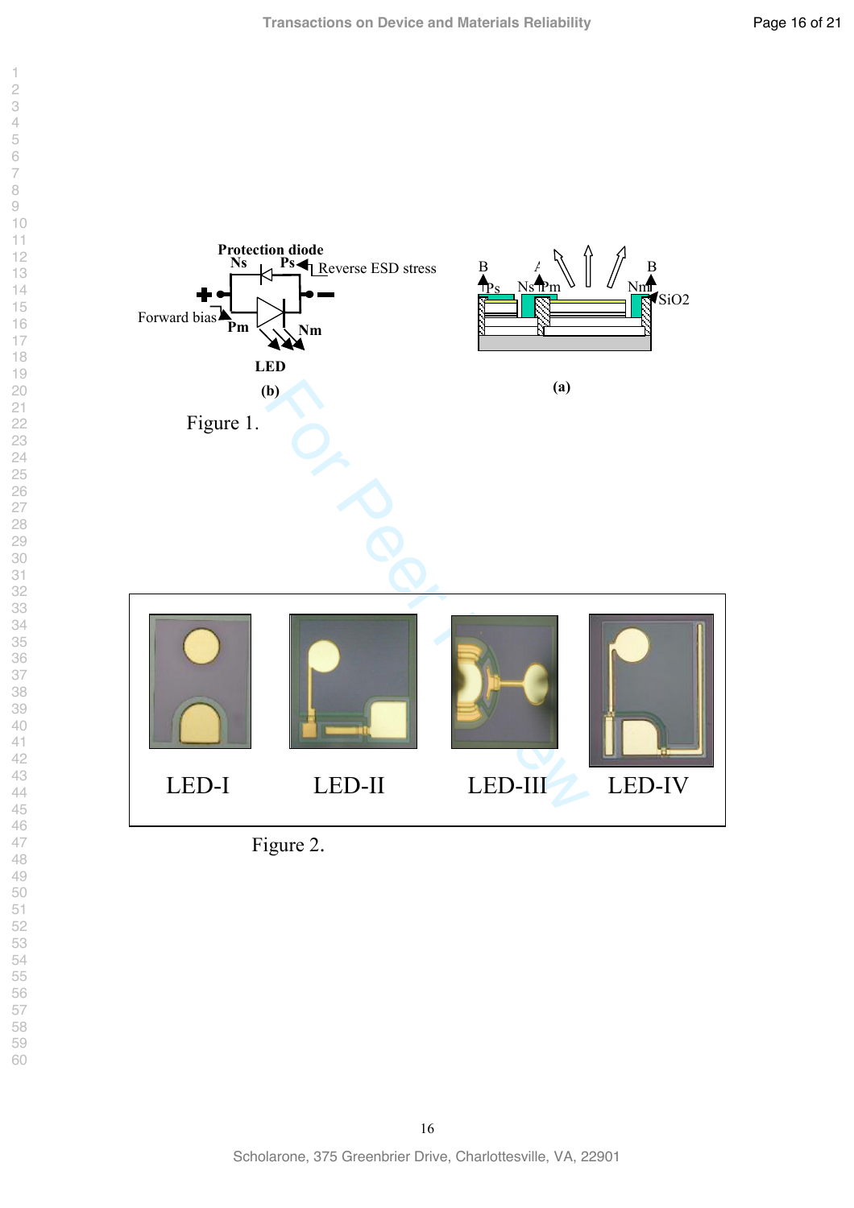Protection diode

Ns Ps Reverse ESD stress

Forward bias Pm Nm

LED

(b)

B A B

Ps Ns Pm Nm SiO2

(a)

Figure 1.

LED-I LED-II LED-III LED-IV

Figure 2.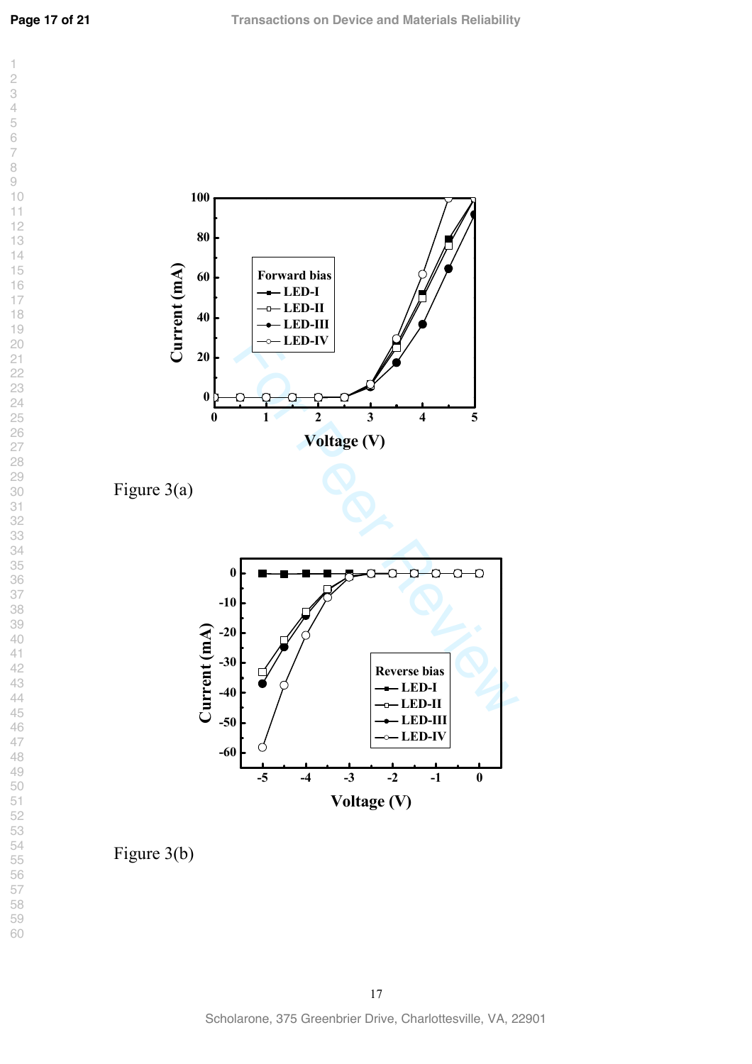Figure 3(a)

Figure 3(b)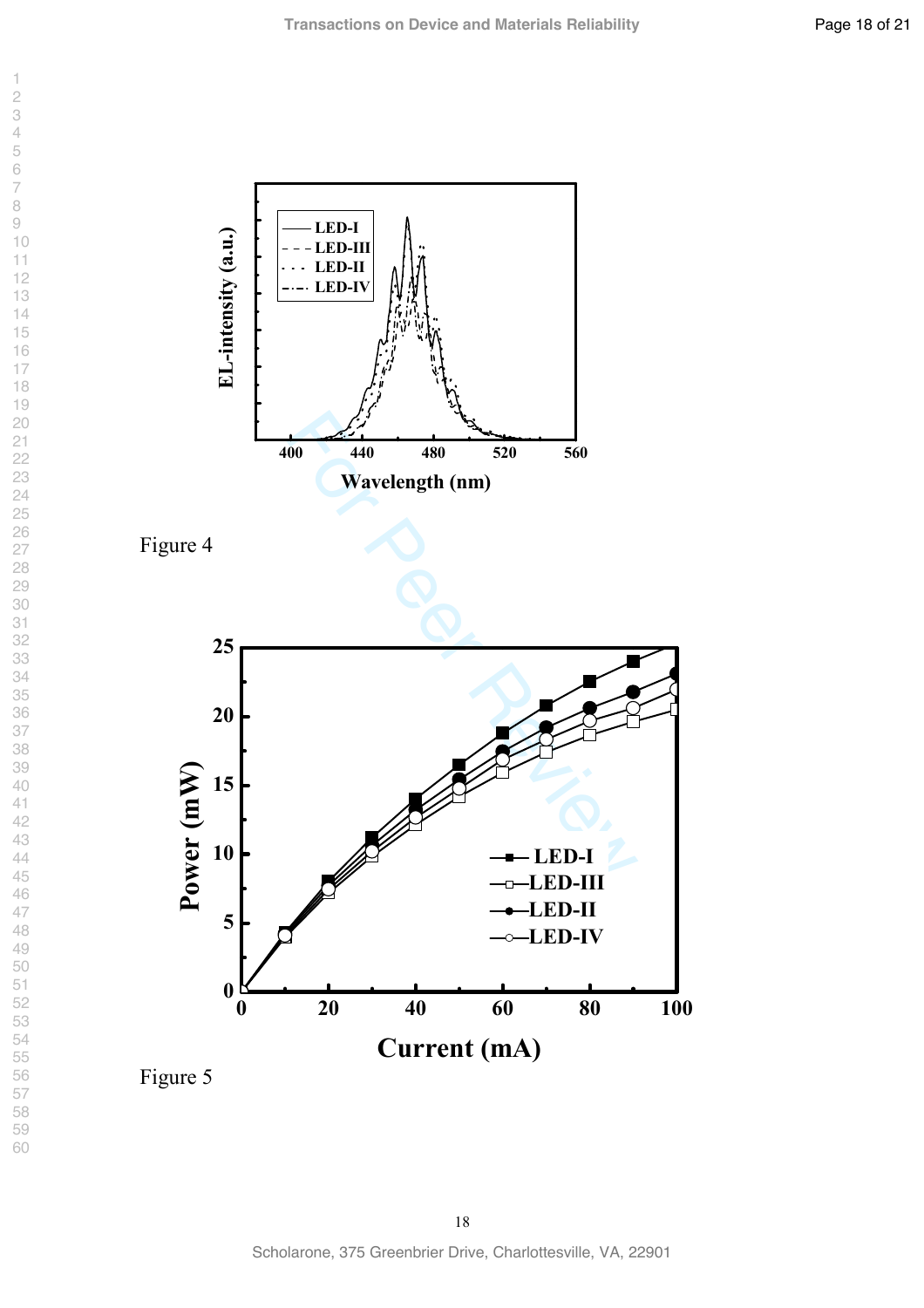Figure 4

Figure 5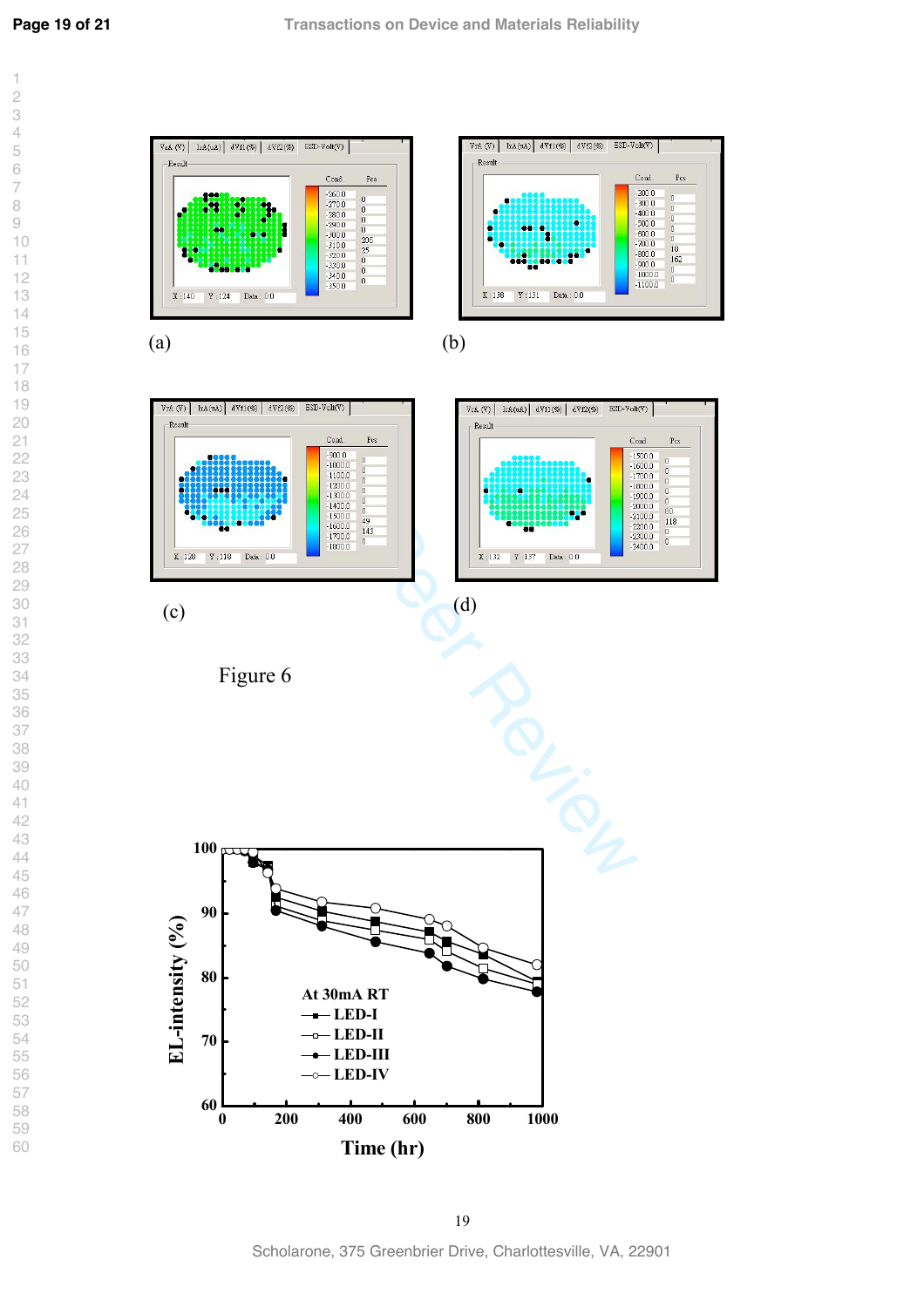(a)

(b)

(c)

(d)

Figure 6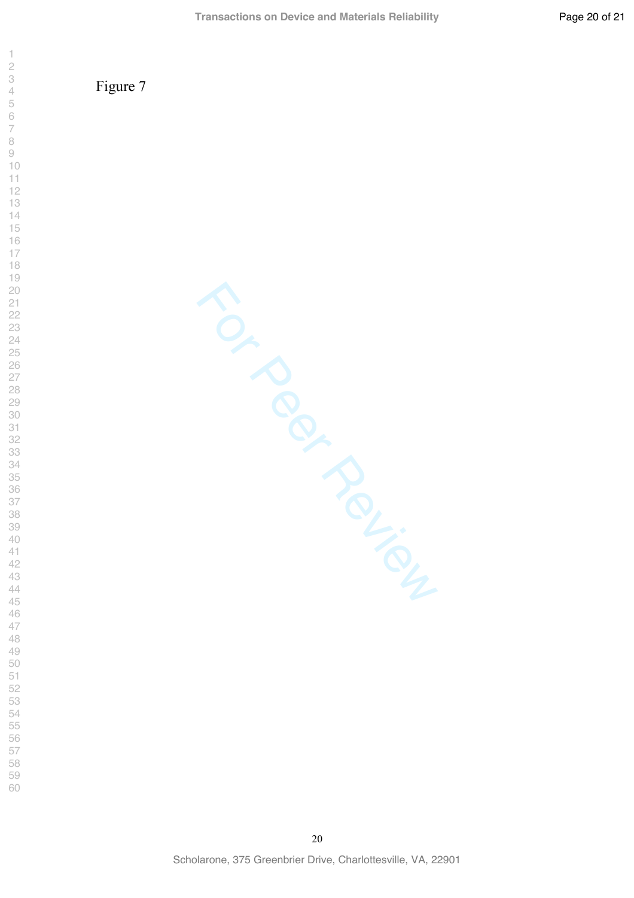Figure 7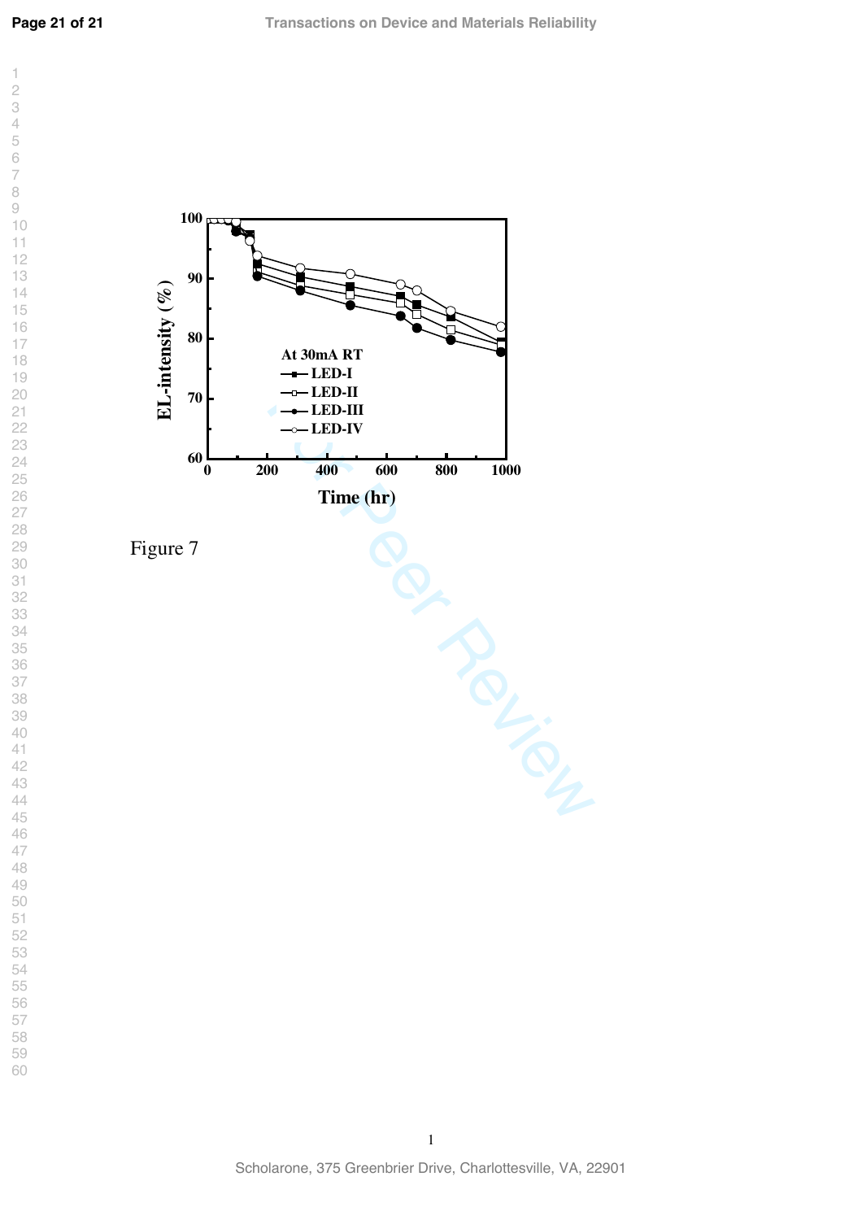100

90

80

70

60

EL-intensity (%)

At 30mA RT

LED-I

LED-II

LED-III

LED-IV

0

200

400

600

800

1000

Time (hr)

Figure 7